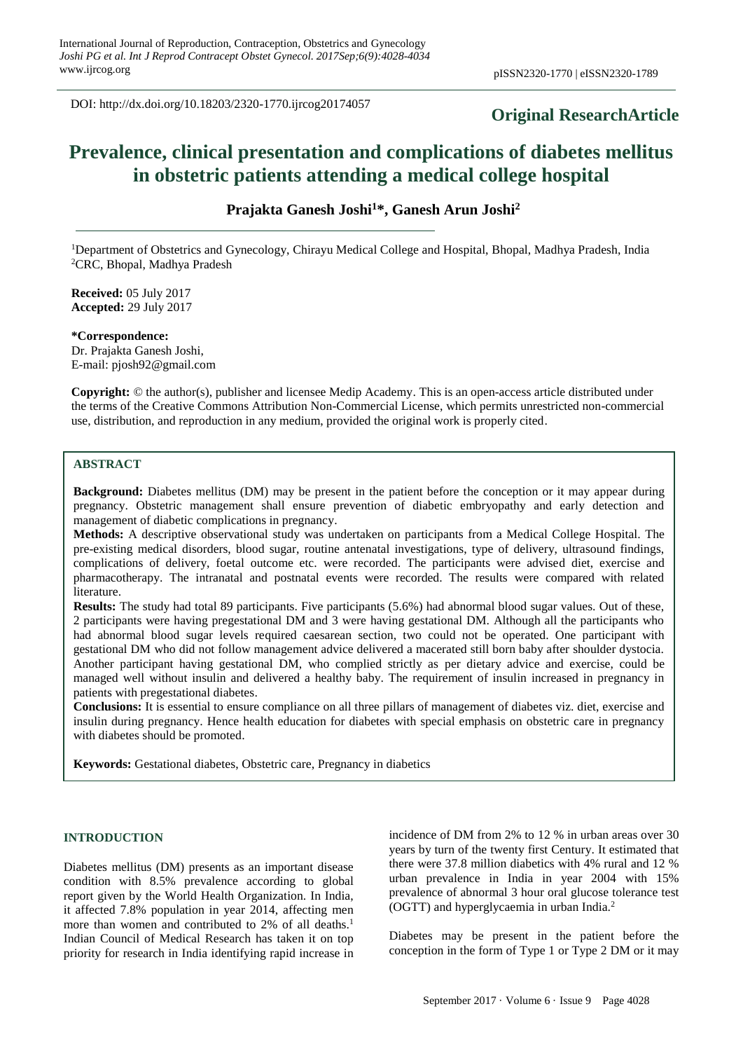DOI: http://dx.doi.org/10.18203/2320-1770.ijrcog20174057

**Original ResearchArticle**

# Prevalence, clinical presentation and complications of diabetes mellitus in obstetric patients attending a medical college hospital

**Prajakta Ganesh Joshi[1]*, Ganesh Arun Joshi[2]**

[1]Department of Obstetrics and Gynecology, Chirayu Medical College and Hospital, Bhopal, Madhya Pradesh, India
[2]CRC, Bhopal, Madhya Pradesh

**Received:** 05 July 2017
**Accepted:** 29 July 2017

**\*Correspondence:**
Dr. Prajakta Ganesh Joshi,
E-mail: pjosh92@gmail.com

**Copyright:** © the author(s), publisher and licensee Medip Academy. This is an open-access article distributed under the terms of the Creative Commons Attribution Non-Commercial License, which permits unrestricted non-commercial use, distribution, and reproduction in any medium, provided the original work is properly cited.

## ABSTRACT

**Background:** Diabetes mellitus (DM) may be present in the patient before the conception or it may appear during pregnancy. Obstetric management shall ensure prevention of diabetic embryopathy and early detection and management of diabetic complications in pregnancy.

**Methods:** A descriptive observational study was undertaken on participants from a Medical College Hospital. The pre-existing medical disorders, blood sugar, routine antenatal investigations, type of delivery, ultrasound findings, complications of delivery, foetal outcome etc. were recorded. The participants were advised diet, exercise and pharmacotherapy. The intranatal and postnatal events were recorded. The results were compared with related literature.

**Results:** The study had total 89 participants. Five participants (5.6%) had abnormal blood sugar values. Out of these, 2 participants were having pregestational DM and 3 were having gestational DM. Although all the participants who had abnormal blood sugar levels required caesarean section, two could not be operated. One participant with gestational DM who did not follow management advice delivered a macerated still born baby after shoulder dystocia. Another participant having gestational DM, who complied strictly as per dietary advice and exercise, could be managed well without insulin and delivered a healthy baby. The requirement of insulin increased in pregnancy in patients with pregestational diabetes.

**Conclusions:** It is essential to ensure compliance on all three pillars of management of diabetes viz. diet, exercise and insulin during pregnancy. Hence health education for diabetes with special emphasis on obstetric care in pregnancy with diabetes should be promoted.

**Keywords:** Gestational diabetes, Obstetric care, Pregnancy in diabetics

## INTRODUCTION

Diabetes mellitus (DM) presents as an important disease condition with 8.5% prevalence according to global report given by the World Health Organization. In India, it affected 7.8% population in year 2014, affecting men more than women and contributed to 2% of all deaths.[1] Indian Council of Medical Research has taken it on top priority for research in India identifying rapid increase in incidence of DM from 2% to 12 % in urban areas over 30 years by turn of the twenty first Century. It estimated that there were 37.8 million diabetics with 4% rural and 12 % urban prevalence in India in year 2004 with 15% prevalence of abnormal 3 hour oral glucose tolerance test (OGTT) and hyperglycaemia in urban India.[2]

Diabetes may be present in the patient before the conception in the form of Type 1 or Type 2 DM or it may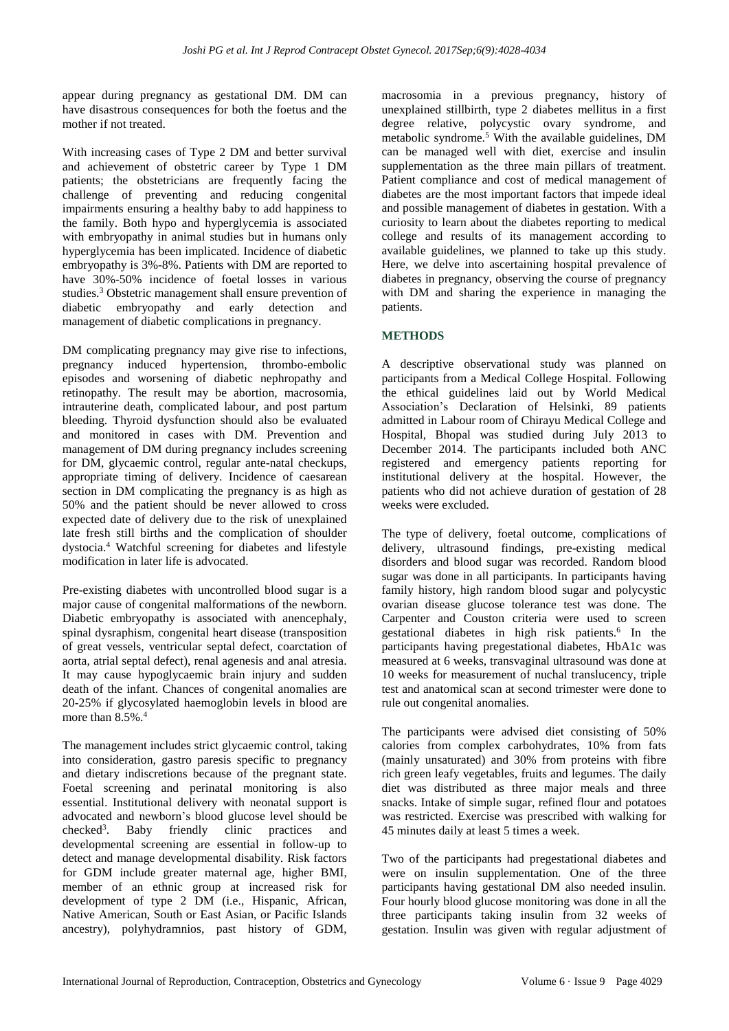appear during pregnancy as gestational DM. DM can have disastrous consequences for both the foetus and the mother if not treated.

With increasing cases of Type 2 DM and better survival and achievement of obstetric career by Type 1 DM patients; the obstetricians are frequently facing the challenge of preventing and reducing congenital impairments ensuring a healthy baby to add happiness to the family. Both hypo and hyperglycemia is associated with embryopathy in animal studies but in humans only hyperglycemia has been implicated. Incidence of diabetic embryopathy is 3%-8%. Patients with DM are reported to have 30%-50% incidence of foetal losses in various studies.[3] Obstetric management shall ensure prevention of diabetic embryopathy and early detection and management of diabetic complications in pregnancy.

DM complicating pregnancy may give rise to infections, pregnancy induced hypertension, thrombo-embolic episodes and worsening of diabetic nephropathy and retinopathy. The result may be abortion, macrosomia, intrauterine death, complicated labour, and post partum bleeding. Thyroid dysfunction should also be evaluated and monitored in cases with DM. Prevention and management of DM during pregnancy includes screening for DM, glycaemic control, regular ante-natal checkups, appropriate timing of delivery. Incidence of caesarean section in DM complicating the pregnancy is as high as 50% and the patient should be never allowed to cross expected date of delivery due to the risk of unexplained late fresh still births and the complication of shoulder dystocia.[4] Watchful screening for diabetes and lifestyle modification in later life is advocated.

Pre-existing diabetes with uncontrolled blood sugar is a major cause of congenital malformations of the newborn. Diabetic embryopathy is associated with anencephaly, spinal dysraphism, congenital heart disease (transposition of great vessels, ventricular septal defect, coarctation of aorta, atrial septal defect), renal agenesis and anal atresia. It may cause hypoglycaemic brain injury and sudden death of the infant. Chances of congenital anomalies are 20-25% if glycosylated haemoglobin levels in blood are more than 8.5%.[4]

The management includes strict glycaemic control, taking into consideration, gastro paresis specific to pregnancy and dietary indiscretions because of the pregnant state. Foetal screening and perinatal monitoring is also essential. Institutional delivery with neonatal support is advocated and newborn's blood glucose level should be checked[3]. Baby friendly clinic practices and developmental screening are essential in follow-up to detect and manage developmental disability. Risk factors for GDM include greater maternal age, higher BMI, member of an ethnic group at increased risk for development of type 2 DM (i.e., Hispanic, African, Native American, South or East Asian, or Pacific Islands ancestry), polyhydramnios, past history of GDM, macrosomia in a previous pregnancy, history of unexplained stillbirth, type 2 diabetes mellitus in a first degree relative, polycystic ovary syndrome, and metabolic syndrome.[5] With the available guidelines, DM can be managed well with diet, exercise and insulin supplementation as the three main pillars of treatment. Patient compliance and cost of medical management of diabetes are the most important factors that impede ideal and possible management of diabetes in gestation. With a curiosity to learn about the diabetes reporting to medical college and results of its management according to available guidelines, we planned to take up this study. Here, we delve into ascertaining hospital prevalence of diabetes in pregnancy, observing the course of pregnancy with DM and sharing the experience in managing the patients.

## METHODS

A descriptive observational study was planned on participants from a Medical College Hospital. Following the ethical guidelines laid out by World Medical Association's Declaration of Helsinki, 89 patients admitted in Labour room of Chirayu Medical College and Hospital, Bhopal was studied during July 2013 to December 2014. The participants included both ANC registered and emergency patients reporting for institutional delivery at the hospital. However, the patients who did not achieve duration of gestation of 28 weeks were excluded.

The type of delivery, foetal outcome, complications of delivery, ultrasound findings, pre-existing medical disorders and blood sugar was recorded. Random blood sugar was done in all participants. In participants having family history, high random blood sugar and polycystic ovarian disease glucose tolerance test was done. The Carpenter and Couston criteria were used to screen gestational diabetes in high risk patients.[6] In the participants having pregestational diabetes, HbA1c was measured at 6 weeks, transvaginal ultrasound was done at 10 weeks for measurement of nuchal translucency, triple test and anatomical scan at second trimester were done to rule out congenital anomalies.

The participants were advised diet consisting of 50% calories from complex carbohydrates, 10% from fats (mainly unsaturated) and 30% from proteins with fibre rich green leafy vegetables, fruits and legumes. The daily diet was distributed as three major meals and three snacks. Intake of simple sugar, refined flour and potatoes was restricted. Exercise was prescribed with walking for 45 minutes daily at least 5 times a week.

Two of the participants had pregestational diabetes and were on insulin supplementation. One of the three participants having gestational DM also needed insulin. Four hourly blood glucose monitoring was done in all the three participants taking insulin from 32 weeks of gestation. Insulin was given with regular adjustment of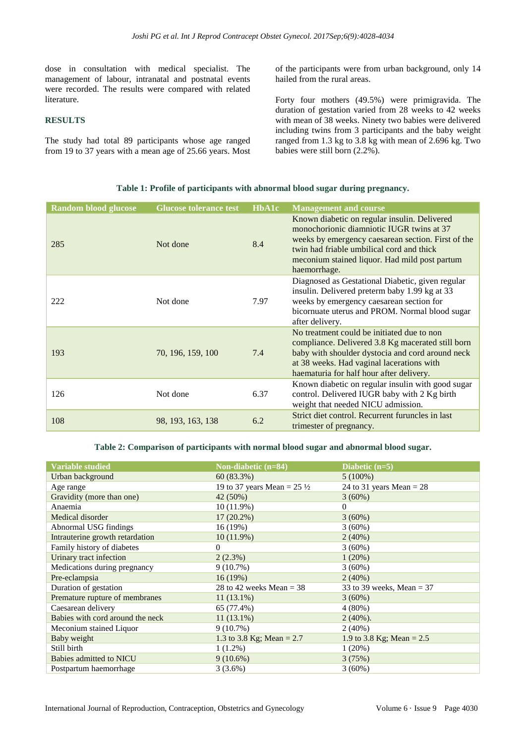dose in consultation with medical specialist. The management of labour, intranatal and postnatal events were recorded. The results were compared with related literature.

## RESULTS

The study had total 89 participants whose age ranged from 19 to 37 years with a mean age of 25.66 years. Most of the participants were from urban background, only 14 hailed from the rural areas.

Forty four mothers (49.5%) were primigravida. The duration of gestation varied from 28 weeks to 42 weeks with mean of 38 weeks. Ninety two babies were delivered including twins from 3 participants and the baby weight ranged from 1.3 kg to 3.8 kg with mean of 2.696 kg. Two babies were still born (2.2%).

**Table 1: Profile of participants with abnormal blood sugar during pregnancy.**

| Random blood glucose | Glucose tolerance test | HbA1c | Management and course |
|---|---|---|---|
| 285 | Not done | 8.4 | Known diabetic on regular insulin. Delivered monochorionic diamniotic IUGR twins at 37 weeks by emergency caesarean section. First of the twin had friable umbilical cord and thick meconium stained liquor. Had mild post partum haemorrhage. |
| 222 | Not done | 7.97 | Diagnosed as Gestational Diabetic, given regular insulin. Delivered preterm baby 1.99 kg at 33 weeks by emergency caesarean section for bicornuate uterus and PROM. Normal blood sugar after delivery. |
| 193 | 70, 196, 159, 100 | 7.4 | No treatment could be initiated due to non compliance. Delivered 3.8 Kg macerated still born baby with shoulder dystocia and cord around neck at 38 weeks. Had vaginal lacerations with haematuria for half hour after delivery. |
| 126 | Not done | 6.37 | Known diabetic on regular insulin with good sugar control. Delivered IUGR baby with 2 Kg birth weight that needed NICU admission. |
| 108 | 98, 193, 163, 138 | 6.2 | Strict diet control. Recurrent furuncles in last trimester of pregnancy. |

**Table 2: Comparison of participants with normal blood sugar and abnormal blood sugar.**

| Variable studied | Non-diabetic (n=84) | Diabetic (n=5) |
|---|---|---|
| Urban background | 60 (83.3%) | 5 (100%) |
| Age range | 19 to 37 years Mean = 25 ½ | 24 to 31 years Mean = 28 |
| Gravidity (more than one) | 42 (50%) | 3 (60%) |
| Anaemia | 10 (11.9%) | 0 |
| Medical disorder | 17 (20.2%) | 3 (60%) |
| Abnormal USG findings | 16 (19%) | 3 (60%) |
| Intrauterine growth retardation | 10 (11.9%) | 2 (40%) |
| Family history of diabetes | 0 | 3 (60%) |
| Urinary tract infection | 2 (2.3%) | 1 (20%) |
| Medications during pregnancy | 9 (10.7%) | 3 (60%) |
| Pre-eclampsia | 16 (19%) | 2 (40%) |
| Duration of gestation | 28 to 42 weeks Mean = 38 | 33 to 39 weeks, Mean = 37 |
| Premature rupture of membranes | 11 (13.1%) | 3 (60%) |
| Caesarean delivery | 65 (77.4%) | 4 (80%) |
| Babies with cord around the neck | 11 (13.1%) | 2 (40%). |
| Meconium stained Liquor | 9 (10.7%) | 2 (40%) |
| Baby weight | 1.3 to 3.8 Kg; Mean = 2.7 | 1.9 to 3.8 Kg; Mean = 2.5 |
| Still birth | 1 (1.2%) | 1 (20%) |
| Babies admitted to NICU | 9 (10.6%) | 3 (75%) |
| Postpartum haemorrhage | 3 (3.6%) | 3 (60%) |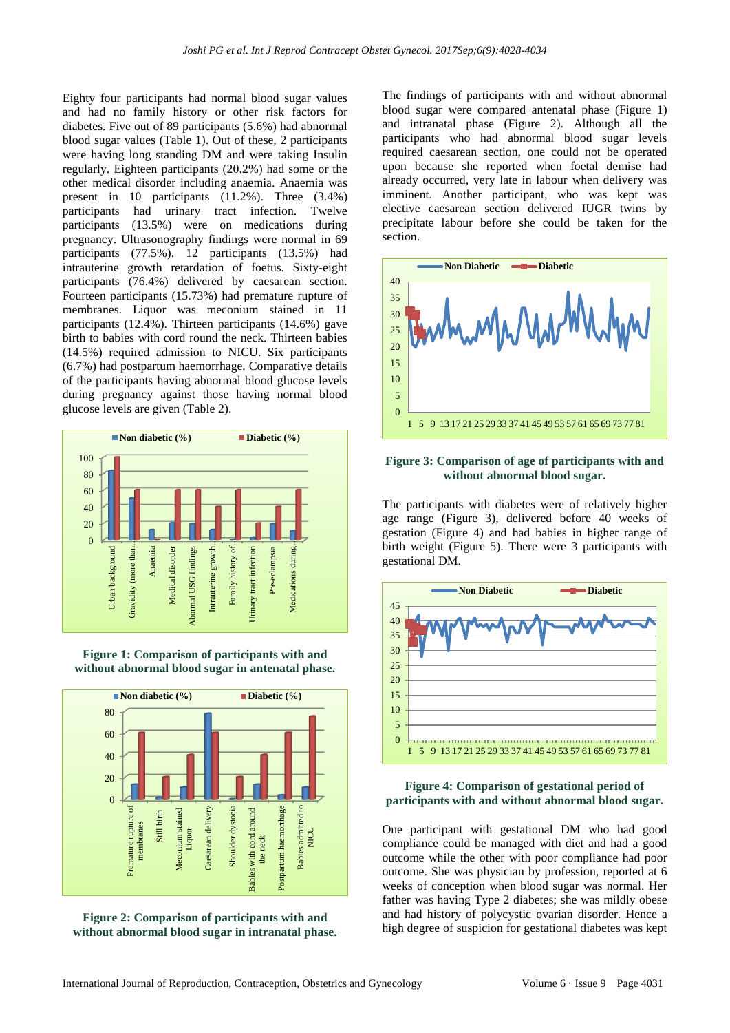Eighty four participants had normal blood sugar values and had no family history or other risk factors for diabetes. Five out of 89 participants (5.6%) had abnormal blood sugar values (Table 1). Out of these, 2 participants were having long standing DM and were taking Insulin regularly. Eighteen participants (20.2%) had some or the other medical disorder including anaemia. Anaemia was present in 10 participants (11.2%). Three (3.4%) participants had urinary tract infection. Twelve participants (13.5%) were on medications during pregnancy. Ultrasonography findings were normal in 69 participants (77.5%). 12 participants (13.5%) had intrauterine growth retardation of foetus. Sixty-eight participants (76.4%) delivered by caesarean section. Fourteen participants (15.73%) had premature rupture of membranes. Liquor was meconium stained in 11 participants (12.4%). Thirteen participants (14.6%) gave birth to babies with cord round the neck. Thirteen babies (14.5%) required admission to NICU. Six participants (6.7%) had postpartum haemorrhage. Comparative details of the participants having abnormal blood glucose levels during pregnancy against those having normal blood glucose levels are given (Table 2).

**Figure 1: Comparison of participants with and without abnormal blood sugar in antenatal phase.**

**Figure 2: Comparison of participants with and without abnormal blood sugar in intranatal phase.**

The findings of participants with and without abnormal blood sugar were compared antenatal phase (Figure 1) and intranatal phase (Figure 2). Although all the participants who had abnormal blood sugar levels required caesarean section, one could not be operated upon because she reported when foetal demise had already occurred, very late in labour when delivery was imminent. Another participant, who was kept was elective caesarean section delivered IUGR twins by precipitate labour before she could be taken for the section.

**Figure 3: Comparison of age of participants with and without abnormal blood sugar.**

The participants with diabetes were of relatively higher age range (Figure 3), delivered before 40 weeks of gestation (Figure 4) and had babies in higher range of birth weight (Figure 5). There were 3 participants with gestational DM.

**Figure 4: Comparison of gestational period of participants with and without abnormal blood sugar.**

One participant with gestational DM who had good compliance could be managed with diet and had a good outcome while the other with poor compliance had poor outcome. She was physician by profession, reported at 6 weeks of conception when blood sugar was normal. Her father was having Type 2 diabetes; she was mildly obese and had history of polycystic ovarian disorder. Hence a high degree of suspicion for gestational diabetes was kept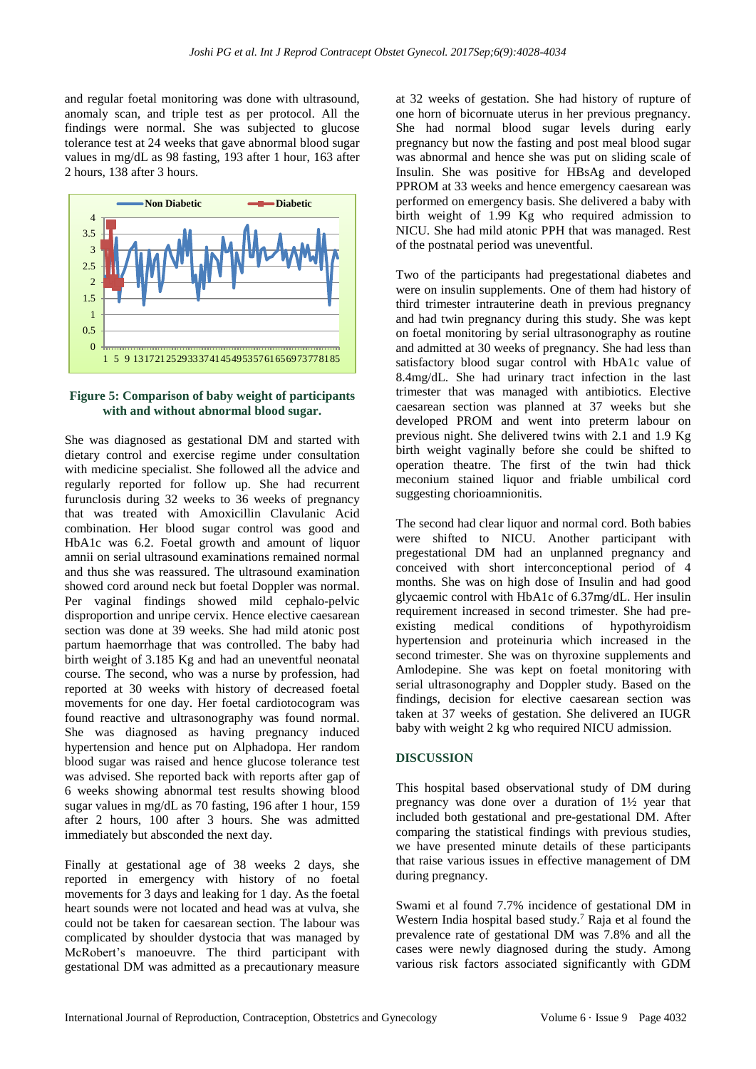and regular foetal monitoring was done with ultrasound, anomaly scan, and triple test as per protocol. All the findings were normal. She was subjected to glucose tolerance test at 24 weeks that gave abnormal blood sugar values in mg/dL as 98 fasting, 193 after 1 hour, 163 after 2 hours, 138 after 3 hours.

**Figure 5: Comparison of baby weight of participants with and without abnormal blood sugar.**

She was diagnosed as gestational DM and started with dietary control and exercise regime under consultation with medicine specialist. She followed all the advice and regularly reported for follow up. She had recurrent furunclosis during 32 weeks to 36 weeks of pregnancy that was treated with Amoxicillin Clavulanic Acid combination. Her blood sugar control was good and HbA1c was 6.2. Foetal growth and amount of liquor amnii on serial ultrasound examinations remained normal and thus she was reassured. The ultrasound examination showed cord around neck but foetal Doppler was normal. Per vaginal findings showed mild cephalo-pelvic disproportion and unripe cervix. Hence elective caesarean section was done at 39 weeks. She had mild atonic post partum haemorrhage that was controlled. The baby had birth weight of 3.185 Kg and had an uneventful neonatal course. The second, who was a nurse by profession, had reported at 30 weeks with history of decreased foetal movements for one day. Her foetal cardiotocogram was found reactive and ultrasonography was found normal. She was diagnosed as having pregnancy induced hypertension and hence put on Alphadopa. Her random blood sugar was raised and hence glucose tolerance test was advised. She reported back with reports after gap of 6 weeks showing abnormal test results showing blood sugar values in mg/dL as 70 fasting, 196 after 1 hour, 159 after 2 hours, 100 after 3 hours. She was admitted immediately but absconded the next day.

Finally at gestational age of 38 weeks 2 days, she reported in emergency with history of no foetal movements for 3 days and leaking for 1 day. As the foetal heart sounds were not located and head was at vulva, she could not be taken for caesarean section. The labour was complicated by shoulder dystocia that was managed by McRobert's manoeuvre. The third participant with gestational DM was admitted as a precautionary measure at 32 weeks of gestation. She had history of rupture of one horn of bicornuate uterus in her previous pregnancy. She had normal blood sugar levels during early pregnancy but now the fasting and post meal blood sugar was abnormal and hence she was put on sliding scale of Insulin. She was positive for HBsAg and developed PPROM at 33 weeks and hence emergency caesarean was performed on emergency basis. She delivered a baby with birth weight of 1.99 Kg who required admission to NICU. She had mild atonic PPH that was managed. Rest of the postnatal period was uneventful.

Two of the participants had pregestational diabetes and were on insulin supplements. One of them had history of third trimester intrauterine death in previous pregnancy and had twin pregnancy during this study. She was kept on foetal monitoring by serial ultrasonography as routine and admitted at 30 weeks of pregnancy. She had less than satisfactory blood sugar control with HbA1c value of 8.4mg/dL. She had urinary tract infection in the last trimester that was managed with antibiotics. Elective caesarean section was planned at 37 weeks but she developed PROM and went into preterm labour on previous night. She delivered twins with 2.1 and 1.9 Kg birth weight vaginally before she could be shifted to operation theatre. The first of the twin had thick meconium stained liquor and friable umbilical cord suggesting chorioamnionitis.

The second had clear liquor and normal cord. Both babies were shifted to NICU. Another participant with pregestational DM had an unplanned pregnancy and conceived with short interconceptional period of 4 months. She was on high dose of Insulin and had good glycaemic control with HbA1c of 6.37mg/dL. Her insulin requirement increased in second trimester. She had pre-existing medical conditions of hypothyroidism hypertension and proteinuria which increased in the second trimester. She was on thyroxine supplements and Amlodepine. She was kept on foetal monitoring with serial ultrasonography and Doppler study. Based on the findings, decision for elective caesarean section was taken at 37 weeks of gestation. She delivered an IUGR baby with weight 2 kg who required NICU admission.

## DISCUSSION

This hospital based observational study of DM during pregnancy was done over a duration of 1½ year that included both gestational and pre-gestational DM. After comparing the statistical findings with previous studies, we have presented minute details of these participants that raise various issues in effective management of DM during pregnancy.

Swami et al found 7.7% incidence of gestational DM in Western India hospital based study.[7] Raja et al found the prevalence rate of gestational DM was 7.8% and all the cases were newly diagnosed during the study. Among various risk factors associated significantly with GDM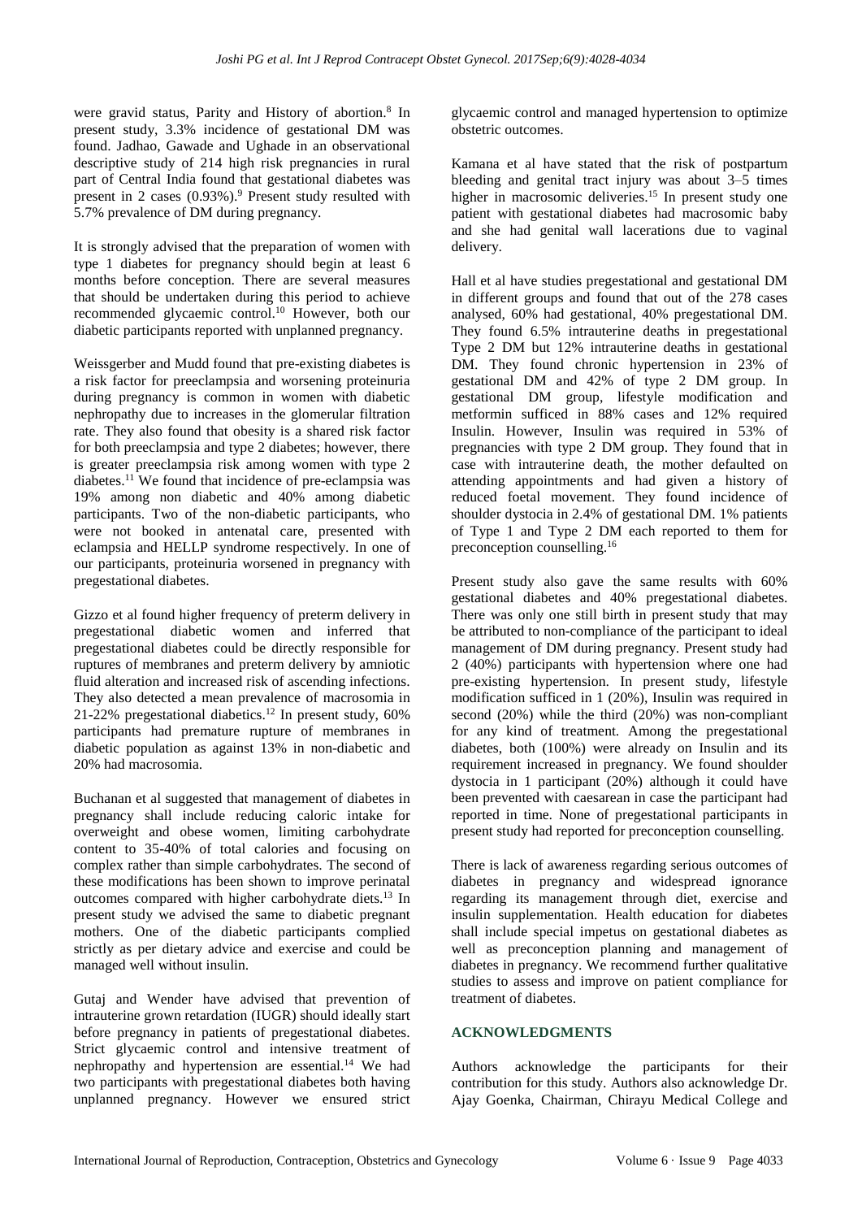were gravid status, Parity and History of abortion.[8] In present study, 3.3% incidence of gestational DM was found. Jadhao, Gawade and Ughade in an observational descriptive study of 214 high risk pregnancies in rural part of Central India found that gestational diabetes was present in 2 cases (0.93%).[9] Present study resulted with 5.7% prevalence of DM during pregnancy.

It is strongly advised that the preparation of women with type 1 diabetes for pregnancy should begin at least 6 months before conception. There are several measures that should be undertaken during this period to achieve recommended glycaemic control.[10] However, both our diabetic participants reported with unplanned pregnancy.

Weissgerber and Mudd found that pre-existing diabetes is a risk factor for preeclampsia and worsening proteinuria during pregnancy is common in women with diabetic nephropathy due to increases in the glomerular filtration rate. They also found that obesity is a shared risk factor for both preeclampsia and type 2 diabetes; however, there is greater preeclampsia risk among women with type 2 diabetes.[11] We found that incidence of pre-eclampsia was 19% among non diabetic and 40% among diabetic participants. Two of the non-diabetic participants, who were not booked in antenatal care, presented with eclampsia and HELLP syndrome respectively. In one of our participants, proteinuria worsened in pregnancy with pregestational diabetes.

Gizzo et al found higher frequency of preterm delivery in pregestational diabetic women and inferred that pregestational diabetes could be directly responsible for ruptures of membranes and preterm delivery by amniotic fluid alteration and increased risk of ascending infections. They also detected a mean prevalence of macrosomia in 21-22% pregestational diabetics.[12] In present study, 60% participants had premature rupture of membranes in diabetic population as against 13% in non-diabetic and 20% had macrosomia.

Buchanan et al suggested that management of diabetes in pregnancy shall include reducing caloric intake for overweight and obese women, limiting carbohydrate content to 35-40% of total calories and focusing on complex rather than simple carbohydrates. The second of these modifications has been shown to improve perinatal outcomes compared with higher carbohydrate diets.[13] In present study we advised the same to diabetic pregnant mothers. One of the diabetic participants complied strictly as per dietary advice and exercise and could be managed well without insulin.

Gutaj and Wender have advised that prevention of intrauterine grown retardation (IUGR) should ideally start before pregnancy in patients of pregestational diabetes. Strict glycaemic control and intensive treatment of nephropathy and hypertension are essential.[14] We had two participants with pregestational diabetes both having unplanned pregnancy. However we ensured strict glycaemic control and managed hypertension to optimize obstetric outcomes.

Kamana et al have stated that the risk of postpartum bleeding and genital tract injury was about 3–5 times higher in macrosomic deliveries.[15] In present study one patient with gestational diabetes had macrosomic baby and she had genital wall lacerations due to vaginal delivery.

Hall et al have studies pregestational and gestational DM in different groups and found that out of the 278 cases analysed, 60% had gestational, 40% pregestational DM. They found 6.5% intrauterine deaths in pregestational Type 2 DM but 12% intrauterine deaths in gestational DM. They found chronic hypertension in 23% of gestational DM and 42% of type 2 DM group. In gestational DM group, lifestyle modification and metformin sufficed in 88% cases and 12% required Insulin. However, Insulin was required in 53% of pregnancies with type 2 DM group. They found that in case with intrauterine death, the mother defaulted on attending appointments and had given a history of reduced foetal movement. They found incidence of shoulder dystocia in 2.4% of gestational DM. 1% patients of Type 1 and Type 2 DM each reported to them for preconception counselling.[16]

Present study also gave the same results with 60% gestational diabetes and 40% pregestational diabetes. There was only one still birth in present study that may be attributed to non-compliance of the participant to ideal management of DM during pregnancy. Present study had 2 (40%) participants with hypertension where one had pre-existing hypertension. In present study, lifestyle modification sufficed in 1 (20%), Insulin was required in second (20%) while the third (20%) was non-compliant for any kind of treatment. Among the pregestational diabetes, both (100%) were already on Insulin and its requirement increased in pregnancy. We found shoulder dystocia in 1 participant (20%) although it could have been prevented with caesarean in case the participant had reported in time. None of pregestational participants in present study had reported for preconception counselling.

There is lack of awareness regarding serious outcomes of diabetes in pregnancy and widespread ignorance regarding its management through diet, exercise and insulin supplementation. Health education for diabetes shall include special impetus on gestational diabetes as well as preconception planning and management of diabetes in pregnancy. We recommend further qualitative studies to assess and improve on patient compliance for treatment of diabetes.

## ACKNOWLEDGMENTS

Authors acknowledge the participants for their contribution for this study. Authors also acknowledge Dr. Ajay Goenka, Chairman, Chirayu Medical College and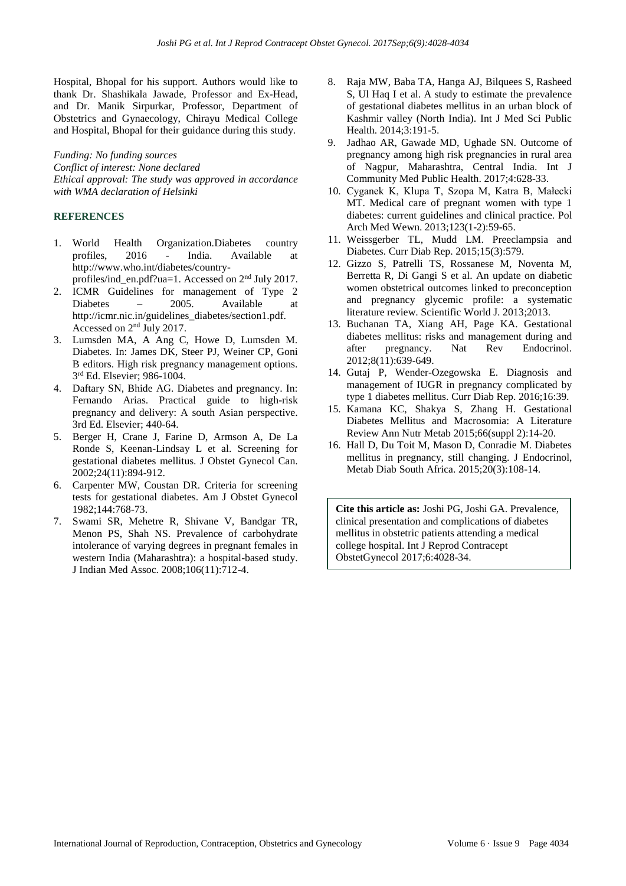Hospital, Bhopal for his support. Authors would like to thank Dr. Shashikala Jawade, Professor and Ex-Head, and Dr. Manik Sirpurkar, Professor, Department of Obstetrics and Gynaecology, Chirayu Medical College and Hospital, Bhopal for their guidance during this study.

*Funding: No funding sources*
*Conflict of interest: None declared*
*Ethical approval: The study was approved in accordance with WMA declaration of Helsinki*

## REFERENCES

1. World Health Organization.Diabetes country profiles, 2016 - India. Available at http://www.who.int/diabetes/country-profiles/ind_en.pdf?ua=1. Accessed on 2nd July 2017.
2. ICMR Guidelines for management of Type 2 Diabetes – 2005. Available at http://icmr.nic.in/guidelines_diabetes/section1.pdf. Accessed on 2nd July 2017.
3. Lumsden MA, A Ang C, Howe D, Lumsden M. Diabetes. In: James DK, Steer PJ, Weiner CP, Goni B editors. High risk pregnancy management options. 3rd Ed. Elsevier; 986-1004.
4. Daftary SN, Bhide AG. Diabetes and pregnancy. In: Fernando Arias. Practical guide to high-risk pregnancy and delivery: A south Asian perspective. 3rd Ed. Elsevier; 440-64.
5. Berger H, Crane J, Farine D, Armson A, De La Ronde S, Keenan-Lindsay L et al. Screening for gestational diabetes mellitus. J Obstet Gynecol Can. 2002;24(11):894-912.
6. Carpenter MW, Coustan DR. Criteria for screening tests for gestational diabetes. Am J Obstet Gynecol 1982;144:768-73.
7. Swami SR, Mehetre R, Shivane V, Bandgar TR, Menon PS, Shah NS. Prevalence of carbohydrate intolerance of varying degrees in pregnant females in western India (Maharashtra): a hospital-based study. J Indian Med Assoc. 2008;106(11):712-4.
8. Raja MW, Baba TA, Hanga AJ, Bilquees S, Rasheed S, Ul Haq I et al. A study to estimate the prevalence of gestational diabetes mellitus in an urban block of Kashmir valley (North India). Int J Med Sci Public Health. 2014;3:191-5.
9. Jadhao AR, Gawade MD, Ughade SN. Outcome of pregnancy among high risk pregnancies in rural area of Nagpur, Maharashtra, Central India. Int J Community Med Public Health. 2017;4:628-33.
10. Cyganek K, Klupa T, Szopa M, Katra B, Małecki MT. Medical care of pregnant women with type 1 diabetes: current guidelines and clinical practice. Pol Arch Med Wewn. 2013;123(1-2):59-65.
11. Weissgerber TL, Mudd LM. Preeclampsia and Diabetes. Curr Diab Rep. 2015;15(3):579.
12. Gizzo S, Patrelli TS, Rossanese M, Noventa M, Berretta R, Di Gangi S et al. An update on diabetic women obstetrical outcomes linked to preconception and pregnancy glycemic profile: a systematic literature review. Scientific World J. 2013;2013.
13. Buchanan TA, Xiang AH, Page KA. Gestational diabetes mellitus: risks and management during and after pregnancy. Nat Rev Endocrinol. 2012;8(11):639-649.
14. Gutaj P, Wender-Ozegowska E. Diagnosis and management of IUGR in pregnancy complicated by type 1 diabetes mellitus. Curr Diab Rep. 2016;16:39.
15. Kamana KC, Shakya S, Zhang H. Gestational Diabetes Mellitus and Macrosomia: A Literature Review Ann Nutr Metab 2015;66(suppl 2):14-20.
16. Hall D, Du Toit M, Mason D, Conradie M. Diabetes mellitus in pregnancy, still changing. J Endocrinol, Metab Diab South Africa. 2015;20(3):108-14.

**Cite this article as:** Joshi PG, Joshi GA. Prevalence, clinical presentation and complications of diabetes mellitus in obstetric patients attending a medical college hospital. Int J Reprod Contracept ObstetGynecol 2017;6:4028-34.